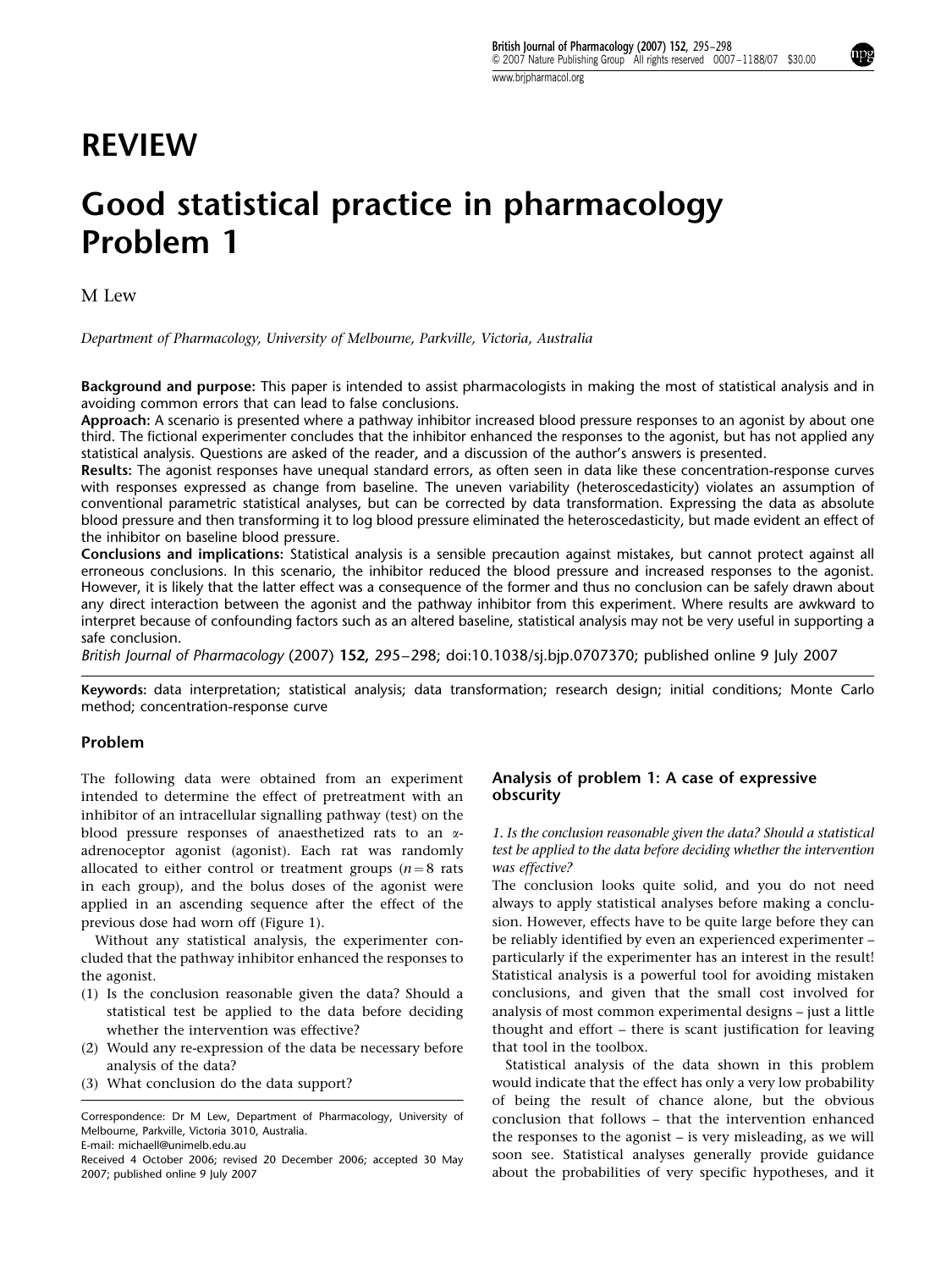# REVIEW

# Good statistical practice in pharmacology Problem 1

M Lew

*Department of Pharmacology, University of Melbourne, Parkville, Victoria, Australia*

**Background and purpose:** This paper is intended to assist pharmacologists in making the most of statistical analysis and in avoiding common errors that can lead to false conclusions.

**Approach:** A scenario is presented where a pathway inhibitor increased blood pressure responses to an agonist by about one third. The fictional experimenter concludes that the inhibitor enhanced the responses to the agonist, but has not applied any statistical analysis. Questions are asked of the reader, and a discussion of the author's answers is presented.

**Results:** The agonist responses have unequal standard errors, as often seen in data like these concentration-response curves with responses expressed as change from baseline. The uneven variability (heteroscedasticity) violates an assumption of conventional parametric statistical analyses, but can be corrected by data transformation. Expressing the data as absolute blood pressure and then transforming it to log blood pressure eliminated the heteroscedasticity, but made evident an effect of the inhibitor on baseline blood pressure.

**Conclusions and implications:** Statistical analysis is a sensible precaution against mistakes, but cannot protect against all erroneous conclusions. In this scenario, the inhibitor reduced the blood pressure and increased responses to the agonist. However, it is likely that the latter effect was a consequence of the former and thus no conclusion can be safely drawn about any direct interaction between the agonist and the pathway inhibitor from this experiment. Where results are awkward to interpret because of confounding factors such as an altered baseline, statistical analysis may not be very useful in supporting a safe conclusion.

*British Journal of Pharmacology* (2007) **152**, 295–298; doi:10.1038/sj.bjp.0707370; published online 9 July 2007

**Keywords:** data interpretation; statistical analysis; data transformation; research design; initial conditions; Monte Carlo method; concentration-response curve

## Problem

The following data were obtained from an experiment intended to determine the effect of pretreatment with an inhibitor of an intracellular signalling pathway (test) on the blood pressure responses of anaesthetized rats to an α-adrenoceptor agonist (agonist). Each rat was randomly allocated to either control or treatment groups ($n = 8$ rats in each group), and the bolus doses of the agonist were applied in an ascending sequence after the effect of the previous dose had worn off (Figure 1).

Without any statistical analysis, the experimenter concluded that the pathway inhibitor enhanced the responses to the agonist.

(1) Is the conclusion reasonable given the data? Should a statistical test be applied to the data before deciding whether the intervention was effective?
(2) Would any re-expression of the data be necessary before analysis of the data?
(3) What conclusion do the data support?

Correspondence: Dr M Lew, Department of Pharmacology, University of Melbourne, Parkville, Victoria 3010, Australia.
E-mail: michaell@unimelb.edu.au

Received 4 October 2006; revised 20 December 2006; accepted 30 May 2007; published online 9 July 2007

## Analysis of problem 1: A case of expressive obscurity

*1. Is the conclusion reasonable given the data? Should a statistical test be applied to the data before deciding whether the intervention was effective?*

The conclusion looks quite solid, and you do not need always to apply statistical analyses before making a conclusion. However, effects have to be quite large before they can be reliably identified by even an experienced experimenter – particularly if the experimenter has an interest in the result! Statistical analysis is a powerful tool for avoiding mistaken conclusions, and given that the small cost involved for analysis of most common experimental designs – just a little thought and effort – there is scant justification for leaving that tool in the toolbox.

Statistical analysis of the data shown in this problem would indicate that the effect has only a very low probability of being the result of chance alone, but the obvious conclusion that follows – that the intervention enhanced the responses to the agonist – is very misleading, as we will soon see. Statistical analyses generally provide guidance about the probabilities of very specific hypotheses, and it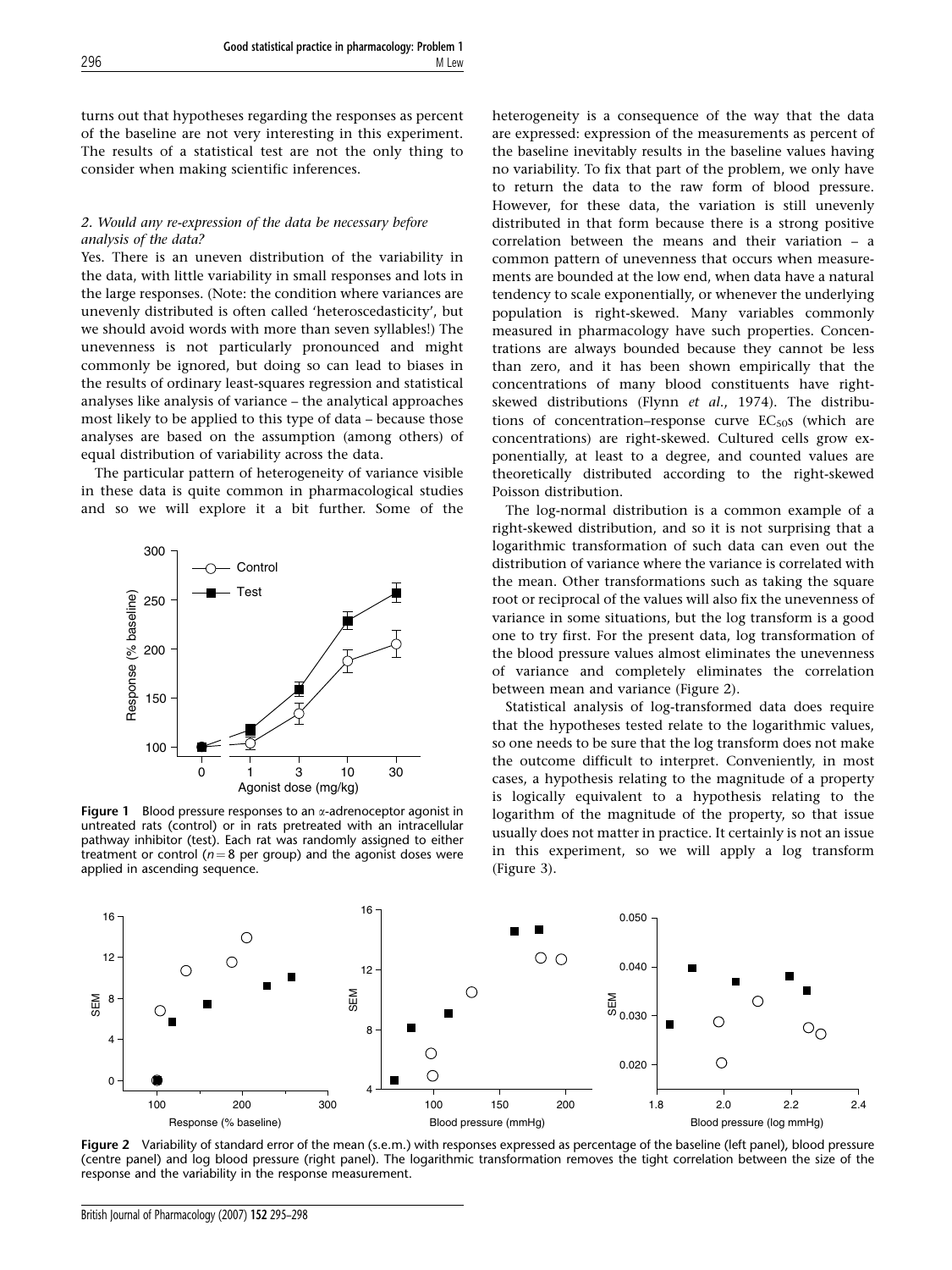turns out that hypotheses regarding the responses as percent of the baseline are not very interesting in this experiment. The results of a statistical test are not the only thing to consider when making scientific inferences.

*2. Would any re-expression of the data be necessary before analysis of the data?*

Yes. There is an uneven distribution of the variability in the data, with little variability in small responses and lots in the large responses. (Note: the condition where variances are unevenly distributed is often called 'heteroscedasticity', but we should avoid words with more than seven syllables!) The unevenness is not particularly pronounced and might commonly be ignored, but doing so can lead to biases in the results of ordinary least-squares regression and statistical analyses like analysis of variance – the analytical approaches most likely to be applied to this type of data – because those analyses are based on the assumption (among others) of equal distribution of variability across the data.

The particular pattern of heterogeneity of variance visible in these data is quite common in pharmacological studies and so we will explore it a bit further. Some of the heterogeneity is a consequence of the way that the data are expressed: expression of the measurements as percent of the baseline inevitably results in the baseline values having no variability. To fix that part of the problem, we only have to return the data to the raw form of blood pressure. However, for these data, the variation is still unevenly distributed in that form because there is a strong positive correlation between the means and their variation – a common pattern of unevenness that occurs when measurements are bounded at the low end, when data have a natural tendency to scale exponentially, or whenever the underlying population is right-skewed. Many variables commonly measured in pharmacology have such properties. Concentrations are always bounded because they cannot be less than zero, and it has been shown empirically that the concentrations of many blood constituents have right-skewed distributions (Flynn *et al.*, 1974). The distributions of concentration–response curve $EC_{50}$s (which are concentrations) are right-skewed. Cultured cells grow exponentially, at least to a degree, and counted values are theoretically distributed according to the right-skewed Poisson distribution.

The log-normal distribution is a common example of a right-skewed distribution, and so it is not surprising that a logarithmic transformation of such data can even out the distribution of variance where the variance is correlated with the mean. Other transformations such as taking the square root or reciprocal of the values will also fix the unevenness of variance in some situations, but the log transform is a good one to try first. For the present data, log transformation of the blood pressure values almost eliminates the unevenness of variance and completely eliminates the correlation between mean and variance (Figure 2).

Statistical analysis of log-transformed data does require that the hypotheses tested relate to the logarithmic values, so one needs to be sure that the log transform does not make the outcome difficult to interpret. Conveniently, in most cases, a hypothesis relating to the magnitude of a property is logically equivalent to a hypothesis relating to the logarithm of the magnitude of the property, so that issue usually does not matter in practice. It certainly is not an issue in this experiment, so we will apply a log transform (Figure 3).

Control
Test
Response (% baseline)
300
250
200
150
100
0
1
3
10
30
Agonist dose (mg/kg)

**Figure 1** Blood pressure responses to an α-adrenoceptor agonist in untreated rats (control) or in rats pretreated with an intracellular pathway inhibitor (test). Each rat was randomly assigned to either treatment or control ($n = 8$ per group) and the agonist doses were applied in ascending sequence.

SEM
16
12
8
4
0
100
200
300
Response (% baseline)

SEM
16
12
8
4
100
150
200
Blood pressure (mmHg)

SEM
0.050
0.040
0.030
0.020
1.8
2.0
2.2
2.4
Blood pressure (log mmHg)

**Figure 2** Variability of standard error of the mean (s.e.m.) with responses expressed as percentage of the baseline (left panel), blood pressure (centre panel) and log blood pressure (right panel). The logarithmic transformation removes the tight correlation between the size of the response and the variability in the response measurement.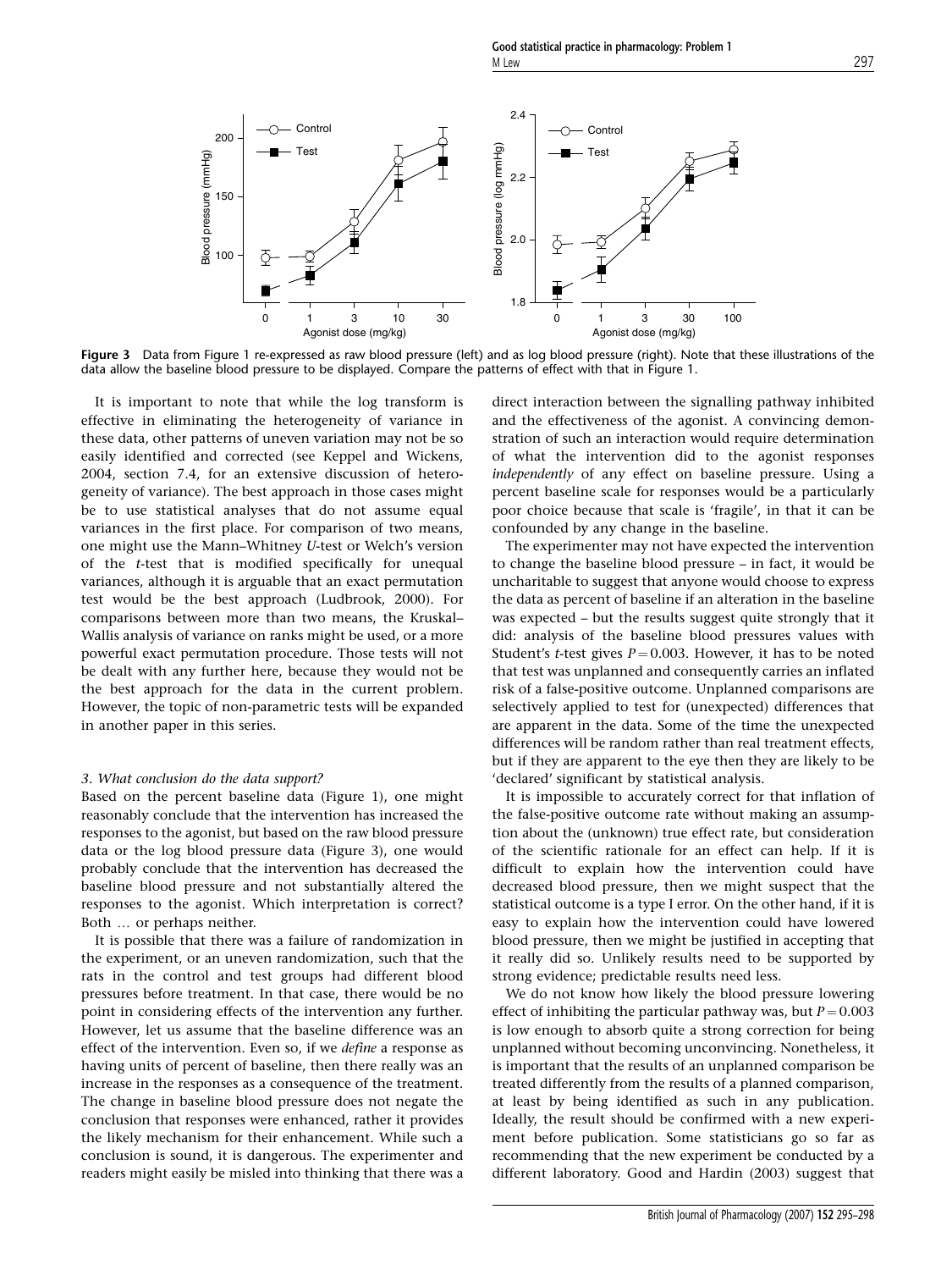Control
Test
Blood pressure (mmHg)
200
150
100
0 1 3 10 30
Agonist dose (mg/kg)

2.4
Control
Test
Blood pressure (log mmHg)
2.2
2.0
1.8
0 1 3 30 100
Agonist dose (mg/kg)

**Figure 3** Data from Figure 1 re-expressed as raw blood pressure (left) and as log blood pressure (right). Note that these illustrations of the data allow the baseline blood pressure to be displayed. Compare the patterns of effect with that in Figure 1.

It is important to note that while the log transform is effective in eliminating the heterogeneity of variance in these data, other patterns of uneven variation may not be so easily identified and corrected (see Keppel and Wickens, 2004, section 7.4, for an extensive discussion of heterogeneity of variance). The best approach in those cases might be to use statistical analyses that do not assume equal variances in the first place. For comparison of two means, one might use the Mann–Whitney $U$-test or Welch's version of the $t$-test that is modified specifically for unequal variances, although it is arguable that an exact permutation test would be the best approach (Ludbrook, 2000). For comparisons between more than two means, the Kruskal–Wallis analysis of variance on ranks might be used, or a more powerful exact permutation procedure. Those tests will not be dealt with any further here, because they would not be the best approach for the data in the current problem. However, the topic of non-parametric tests will be expanded in another paper in this series.

### *3. What conclusion do the data support?*

Based on the percent baseline data (Figure 1), one might reasonably conclude that the intervention has increased the responses to the agonist, but based on the raw blood pressure data or the log blood pressure data (Figure 3), one would probably conclude that the intervention has decreased the baseline blood pressure and not substantially altered the responses to the agonist. Which interpretation is correct? Both … or perhaps neither.

It is possible that there was a failure of randomization in the experiment, or an uneven randomization, such that the rats in the control and test groups had different blood pressures before treatment. In that case, there would be no point in considering effects of the intervention any further. However, let us assume that the baseline difference was an effect of the intervention. Even so, if we *define* a response as having units of percent of baseline, then there really was an increase in the responses as a consequence of the treatment. The change in baseline blood pressure does not negate the conclusion that responses were enhanced, rather it provides the likely mechanism for their enhancement. While such a conclusion is sound, it is dangerous. The experimenter and readers might easily be misled into thinking that there was a direct interaction between the signalling pathway inhibited and the effectiveness of the agonist. A convincing demonstration of such an interaction would require determination of what the intervention did to the agonist responses *independently* of any effect on baseline pressure. Using a percent baseline scale for responses would be a particularly poor choice because that scale is 'fragile', in that it can be confounded by any change in the baseline.

The experimenter may not have expected the intervention to change the baseline blood pressure – in fact, it would be uncharitable to suggest that anyone would choose to express the data as percent of baseline if an alteration in the baseline was expected – but the results suggest quite strongly that it did: analysis of the baseline blood pressures values with Student's $t$-test gives $P = 0.003$. However, it has to be noted that test was unplanned and consequently carries an inflated risk of a false-positive outcome. Unplanned comparisons are selectively applied to test for (unexpected) differences that are apparent in the data. Some of the time the unexpected differences will be random rather than real treatment effects, but if they are apparent to the eye then they are likely to be 'declared' significant by statistical analysis.

It is impossible to accurately correct for that inflation of the false-positive outcome rate without making an assumption about the (unknown) true effect rate, but consideration of the scientific rationale for an effect can help. If it is difficult to explain how the intervention could have decreased blood pressure, then we might suspect that the statistical outcome is a type I error. On the other hand, if it is easy to explain how the intervention could have lowered blood pressure, then we might be justified in accepting that it really did so. Unlikely results need to be supported by strong evidence; predictable results need less.

We do not know how likely the blood pressure lowering effect of inhibiting the particular pathway was, but $P = 0.003$ is low enough to absorb quite a strong correction for being unplanned without becoming unconvincing. Nonetheless, it is important that the results of an unplanned comparison be treated differently from the results of a planned comparison, at least by being identified as such in any publication. Ideally, the result should be confirmed with a new experiment before publication. Some statisticians go so far as recommending that the new experiment be conducted by a different laboratory. Good and Hardin (2003) suggest that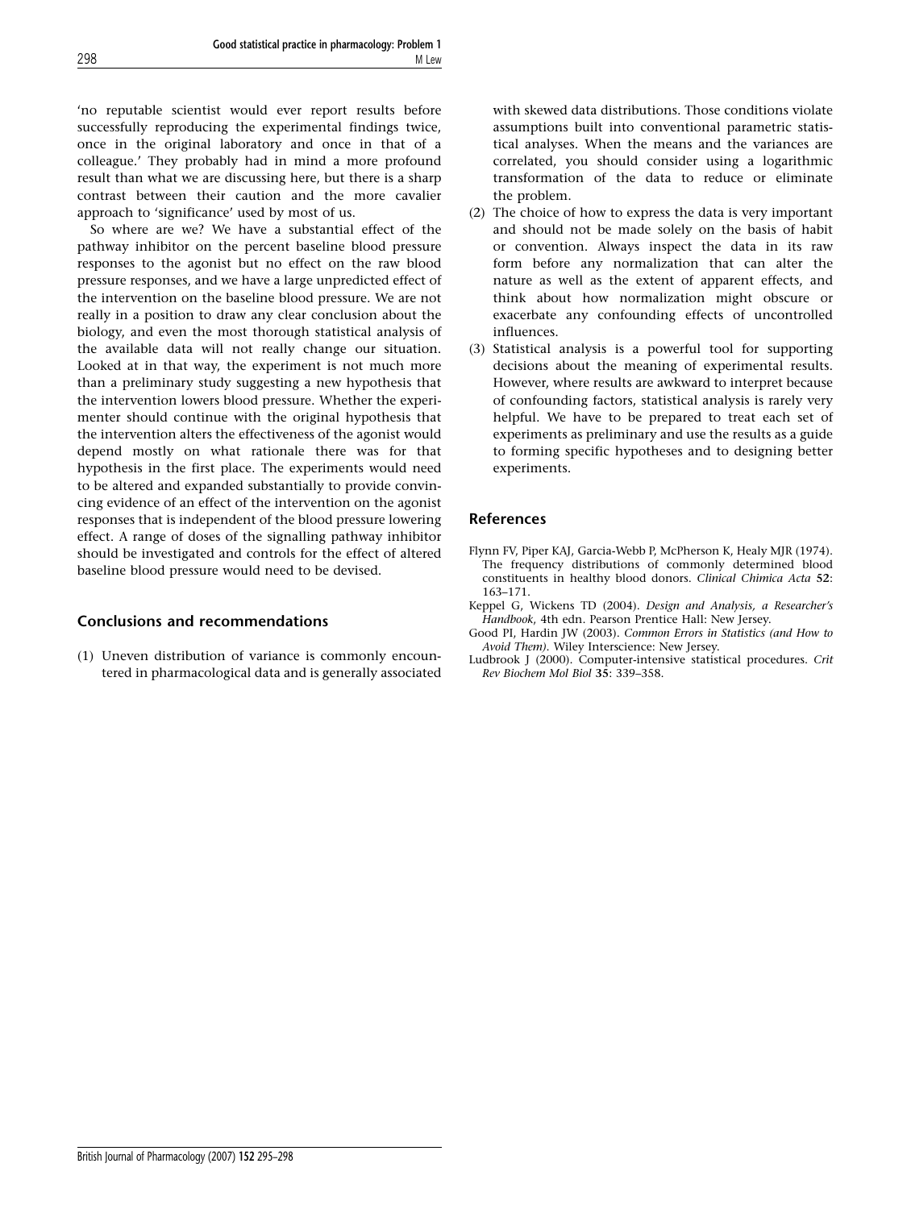'no reputable scientist would ever report results before successfully reproducing the experimental findings twice, once in the original laboratory and once in that of a colleague.' They probably had in mind a more profound result than what we are discussing here, but there is a sharp contrast between their caution and the more cavalier approach to 'significance' used by most of us.

So where are we? We have a substantial effect of the pathway inhibitor on the percent baseline blood pressure responses to the agonist but no effect on the raw blood pressure responses, and we have a large unpredicted effect of the intervention on the baseline blood pressure. We are not really in a position to draw any clear conclusion about the biology, and even the most thorough statistical analysis of the available data will not really change our situation. Looked at in that way, the experiment is not much more than a preliminary study suggesting a new hypothesis that the intervention lowers blood pressure. Whether the experimenter should continue with the original hypothesis that the intervention alters the effectiveness of the agonist would depend mostly on what rationale there was for that hypothesis in the first place. The experiments would need to be altered and expanded substantially to provide convincing evidence of an effect of the intervention on the agonist responses that is independent of the blood pressure lowering effect. A range of doses of the signalling pathway inhibitor should be investigated and controls for the effect of altered baseline blood pressure would need to be devised.

## Conclusions and recommendations

(1) Uneven distribution of variance is commonly encountered in pharmacological data and is generally associated with skewed data distributions. Those conditions violate assumptions built into conventional parametric statistical analyses. When the means and the variances are correlated, you should consider using a logarithmic transformation of the data to reduce or eliminate the problem.

(2) The choice of how to express the data is very important and should not be made solely on the basis of habit or convention. Always inspect the data in its raw form before any normalization that can alter the nature as well as the extent of apparent effects, and think about how normalization might obscure or exacerbate any confounding effects of uncontrolled influences.

(3) Statistical analysis is a powerful tool for supporting decisions about the meaning of experimental results. However, where results are awkward to interpret because of confounding factors, statistical analysis is rarely very helpful. We have to be prepared to treat each set of experiments as preliminary and use the results as a guide to forming specific hypotheses and to designing better experiments.

## References

Flynn FV, Piper KAJ, Garcia-Webb P, McPherson K, Healy MJR (1974). The frequency distributions of commonly determined blood constituents in healthy blood donors. *Clinical Chimica Acta* **52**: 163–171.

Keppel G, Wickens TD (2004). *Design and Analysis, a Researcher's Handbook*, 4th edn. Pearson Prentice Hall: New Jersey.

Good PI, Hardin JW (2003). *Common Errors in Statistics (and How to Avoid Them)*. Wiley Interscience: New Jersey.

Ludbrook J (2000). Computer-intensive statistical procedures. *Crit Rev Biochem Mol Biol* **35**: 339–358.